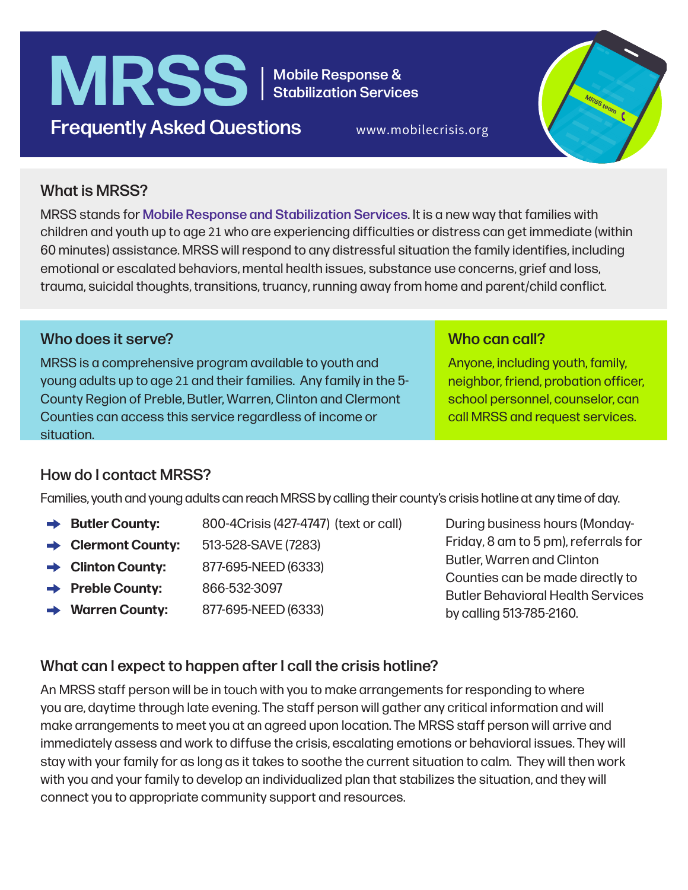# MRSS | Mobile Response & Stabilization Services

## Frequently Asked Questions

www.mobilecrisis.org

### What is MRSS?

MRSS stands for **Mobile Response and Stabilization Services**. It is a new way that families with children and youth up to age 21 who are experiencing difficulties or distress can get immediate (within 60 minutes) assistance. MRSS will respond to any distressful situation the family identifies, including emotional or escalated behaviors, mental health issues, substance use concerns, grief and loss, trauma, suicidal thoughts, transitions, truancy, running away from home and parent/child conflict.

### Who does it serve?

MRSS is a comprehensive program available to youth and young adults up to age 21 and their families. Any family in the 5-County Region of Preble, Butler, Warren, Clinton and Clermont Counties can access this service regardless of income or situation.

### Who can call?

Anyone, including youth, family, neighbor, friend, probation officer, school personnel, counselor, can call MRSS and request services.

### How do I contact MRSS?

Families, youth and young adults can reach MRSS by calling their county's crisis hotline at any time of day.

- **Butler County:** 800-4Crisis (427-4747) (text or call)
- **Clermont County:** 513-528-SAVE (7283)
- **Clinton County:** 877-695-NEED (6333)
- **Preble County:** 866-532-3097
- **Warren County:** 877-695-NEED (6333)

During business hours (Monday-Friday, 8 am to 5 pm), referrals for Butler, Warren and Clinton Counties can be made directly to Butler Behavioral Health Services by calling 513-785-2160.

### What can I expect to happen after I call the crisis hotline?

An MRSS staff person will be in touch with you to make arrangements for responding to where you are, daytime through late evening. The staff person will gather any critical information and will make arrangements to meet you at an agreed upon location. The MRSS staff person will arrive and immediately assess and work to diffuse the crisis, escalating emotions or behavioral issues. They will stay with your family for as long as it takes to soothe the current situation to calm. They will then work with you and your family to develop an individualized plan that stabilizes the situation, and they will connect you to appropriate community support and resources.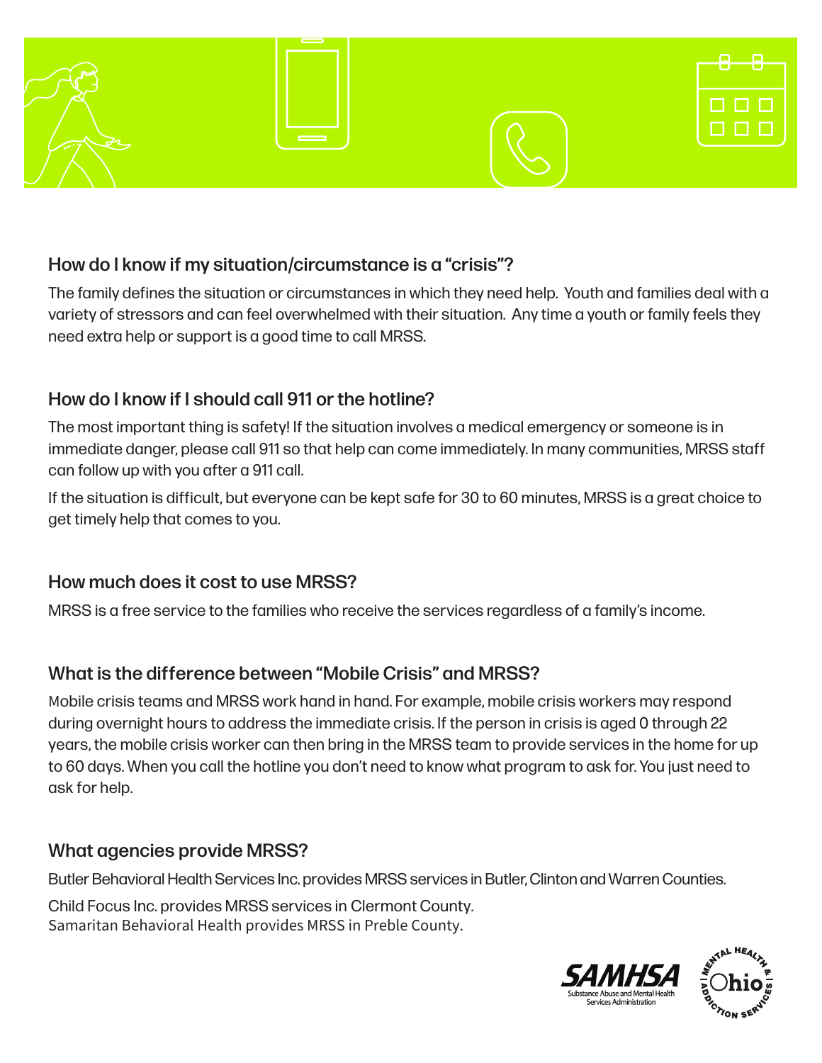## How do I know if my situation/circumstance is a "crisis"?

The family defines the situation or circumstances in which they need help. Youth and families deal with a variety of stressors and can feel overwhelmed with their situation. Any time a youth or family feels they need extra help or support is a good time to call MRSS.

## How do I know if I should call 911 or the hotline?

The most important thing is safety! If the situation involves a medical emergency or someone is in immediate danger, please call 911 so that help can come immediately. In many communities, MRSS staff can follow up with you after a 911 call.

If the situation is difficult, but everyone can be kept safe for 30 to 60 minutes, MRSS is a great choice to get timely help that comes to you.

## How much does it cost to use MRSS?

MRSS is a free service to the families who receive the services regardless of a family's income.

## What is the difference between "Mobile Crisis" and MRSS?

Mobile crisis teams and MRSS work hand in hand. For example, mobile crisis workers may respond during overnight hours to address the immediate crisis. If the person in crisis is aged 0 through 22 years, the mobile crisis worker can then bring in the MRSS team to provide services in the home for up to 60 days. When you call the hotline you don't need to know what program to ask for. You just need to ask for help.

## What agencies provide MRSS?

Butler Behavioral Health Services Inc. provides MRSS services in Butler, Clinton and Warren Counties.

Child Focus Inc. provides MRSS services in Clermont County.
Samaritan Behavioral Health provides MRSS in Preble County.

SAMHSA Substance Abuse and Mental Health Services Administration

Ohio Mental Health & Addiction Services